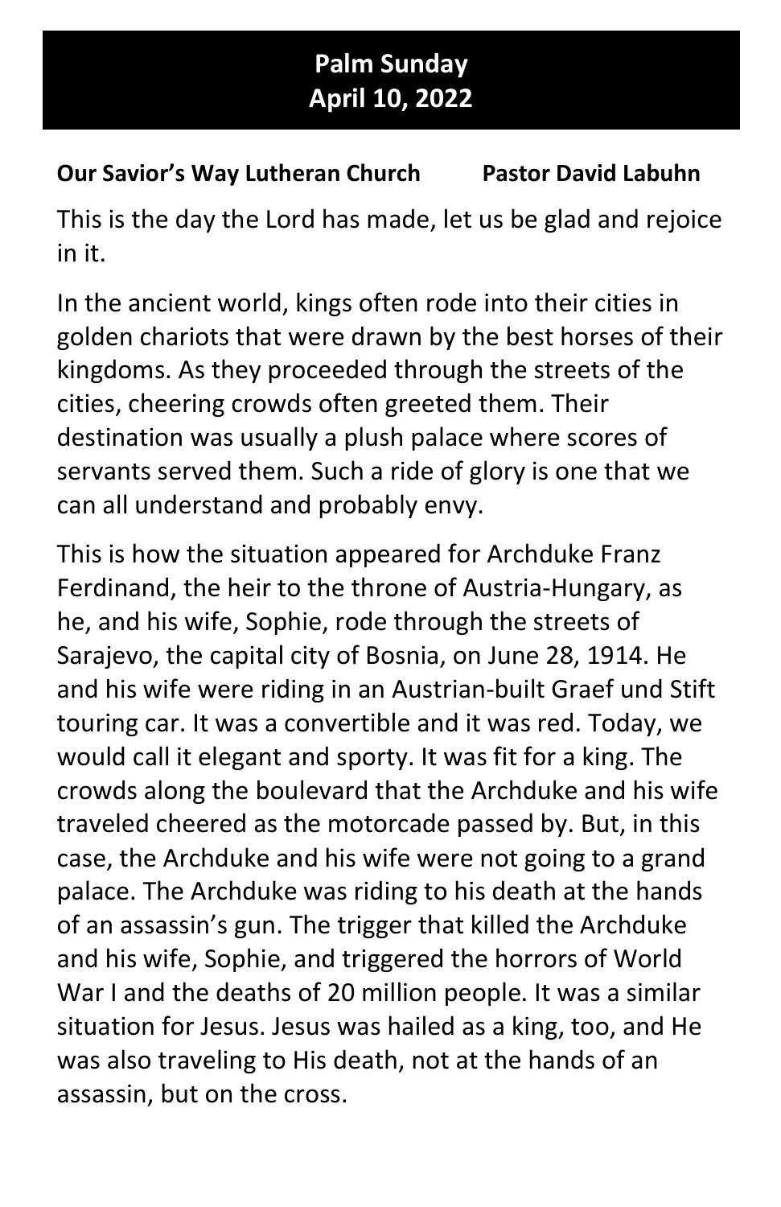# Palm Sunday
# April 10, 2022

**Our Savior's Way Lutheran Church        Pastor David Labuhn**

This is the day the Lord has made, let us be glad and rejoice in it.

In the ancient world, kings often rode into their cities in golden chariots that were drawn by the best horses of their kingdoms. As they proceeded through the streets of the cities, cheering crowds often greeted them. Their destination was usually a plush palace where scores of servants served them. Such a ride of glory is one that we can all understand and probably envy.

This is how the situation appeared for Archduke Franz Ferdinand, the heir to the throne of Austria-Hungary, as he, and his wife, Sophie, rode through the streets of Sarajevo, the capital city of Bosnia, on June 28, 1914. He and his wife were riding in an Austrian-built Graef und Stift touring car. It was a convertible and it was red. Today, we would call it elegant and sporty. It was fit for a king. The crowds along the boulevard that the Archduke and his wife traveled cheered as the motorcade passed by. But, in this case, the Archduke and his wife were not going to a grand palace. The Archduke was riding to his death at the hands of an assassin's gun. The trigger that killed the Archduke and his wife, Sophie, and triggered the horrors of World War I and the deaths of 20 million people. It was a similar situation for Jesus. Jesus was hailed as a king, too, and He was also traveling to His death, not at the hands of an assassin, but on the cross.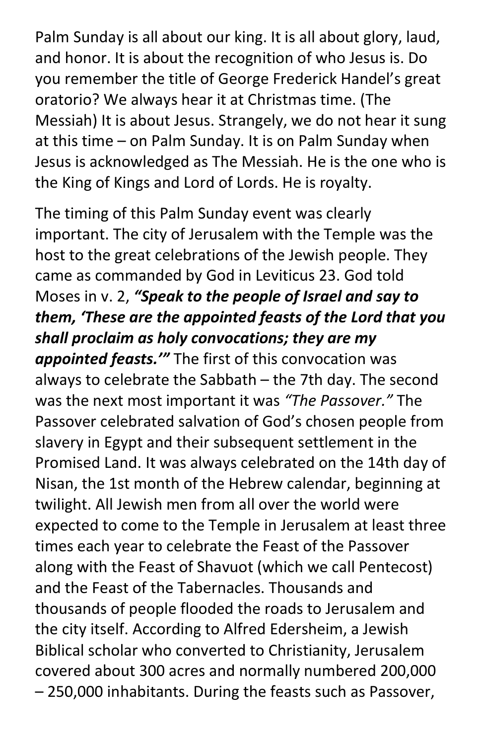Palm Sunday is all about our king. It is all about glory, laud, and honor. It is about the recognition of who Jesus is. Do you remember the title of George Frederick Handel's great oratorio? We always hear it at Christmas time. (The Messiah) It is about Jesus. Strangely, we do not hear it sung at this time – on Palm Sunday. It is on Palm Sunday when Jesus is acknowledged as The Messiah. He is the one who is the King of Kings and Lord of Lords. He is royalty.

The timing of this Palm Sunday event was clearly important. The city of Jerusalem with the Temple was the host to the great celebrations of the Jewish people. They came as commanded by God in Leviticus 23. God told Moses in v. 2, ***"Speak to the people of Israel and say to them, 'These are the appointed feasts of the Lord that you shall proclaim as holy convocations; they are my appointed feasts.'"*** The first of this convocation was always to celebrate the Sabbath – the 7th day. The second was the next most important it was *"The Passover."* The Passover celebrated salvation of God's chosen people from slavery in Egypt and their subsequent settlement in the Promised Land. It was always celebrated on the 14th day of Nisan, the 1st month of the Hebrew calendar, beginning at twilight. All Jewish men from all over the world were expected to come to the Temple in Jerusalem at least three times each year to celebrate the Feast of the Passover along with the Feast of Shavuot (which we call Pentecost) and the Feast of the Tabernacles. Thousands and thousands of people flooded the roads to Jerusalem and the city itself. According to Alfred Edersheim, a Jewish Biblical scholar who converted to Christianity, Jerusalem covered about 300 acres and normally numbered 200,000 – 250,000 inhabitants. During the feasts such as Passover,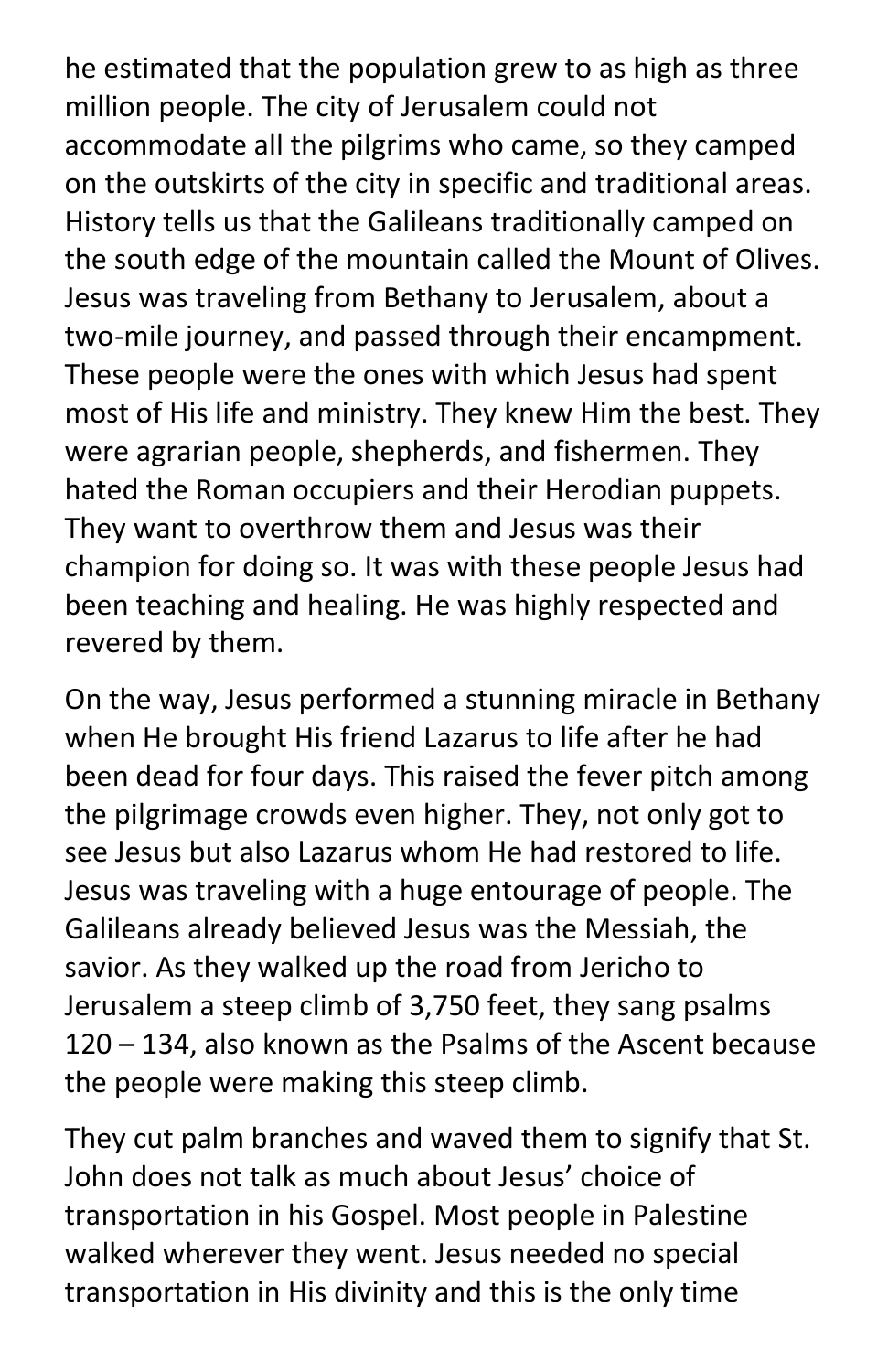he estimated that the population grew to as high as three million people. The city of Jerusalem could not accommodate all the pilgrims who came, so they camped on the outskirts of the city in specific and traditional areas. History tells us that the Galileans traditionally camped on the south edge of the mountain called the Mount of Olives. Jesus was traveling from Bethany to Jerusalem, about a two-mile journey, and passed through their encampment. These people were the ones with which Jesus had spent most of His life and ministry. They knew Him the best. They were agrarian people, shepherds, and fishermen. They hated the Roman occupiers and their Herodian puppets. They want to overthrow them and Jesus was their champion for doing so. It was with these people Jesus had been teaching and healing. He was highly respected and revered by them.

On the way, Jesus performed a stunning miracle in Bethany when He brought His friend Lazarus to life after he had been dead for four days. This raised the fever pitch among the pilgrimage crowds even higher. They, not only got to see Jesus but also Lazarus whom He had restored to life. Jesus was traveling with a huge entourage of people. The Galileans already believed Jesus was the Messiah, the savior. As they walked up the road from Jericho to Jerusalem a steep climb of 3,750 feet, they sang psalms 120 – 134, also known as the Psalms of the Ascent because the people were making this steep climb.

They cut palm branches and waved them to signify that St. John does not talk as much about Jesus' choice of transportation in his Gospel. Most people in Palestine walked wherever they went. Jesus needed no special transportation in His divinity and this is the only time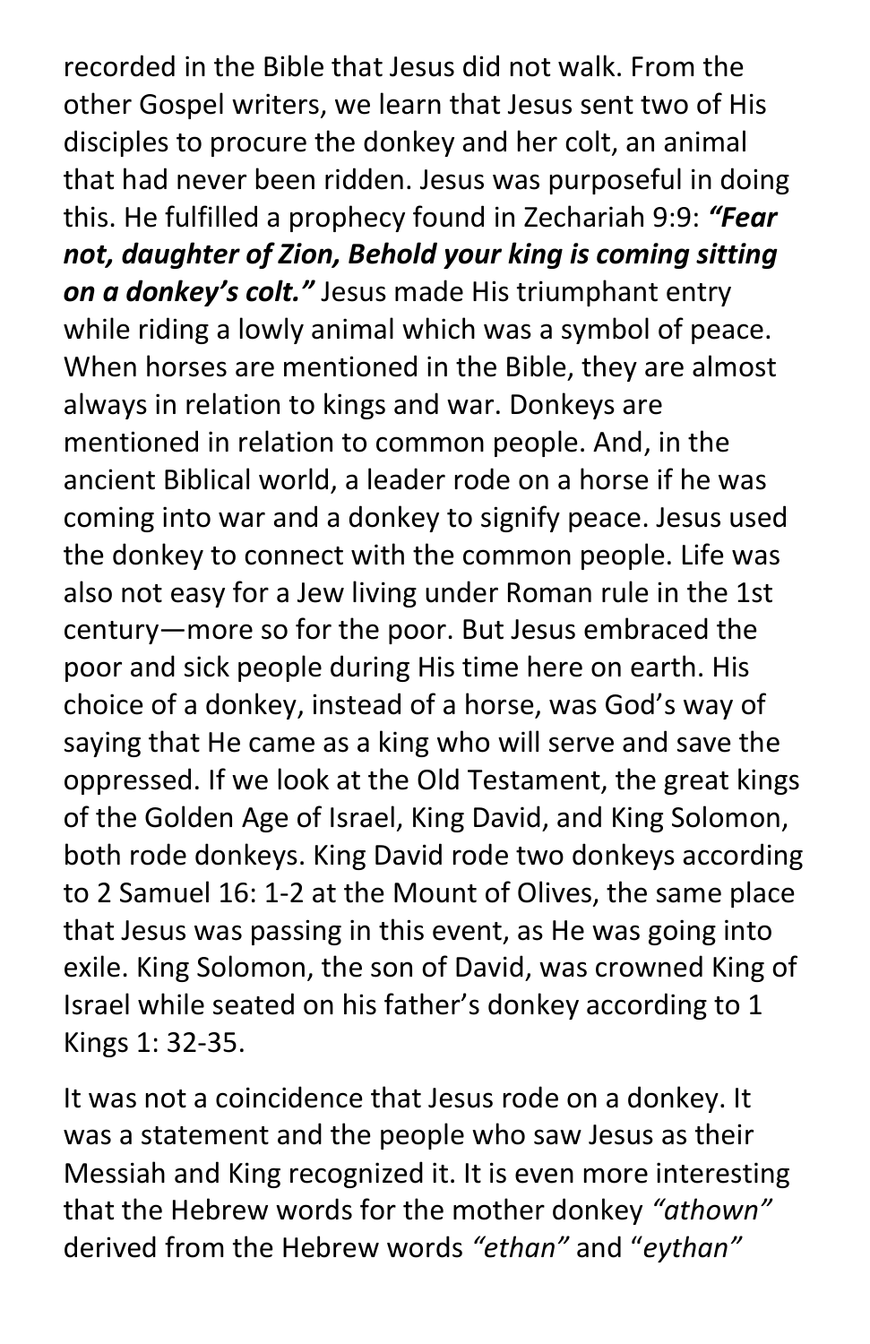recorded in the Bible that Jesus did not walk. From the other Gospel writers, we learn that Jesus sent two of His disciples to procure the donkey and her colt, an animal that had never been ridden. Jesus was purposeful in doing this. He fulfilled a prophecy found in Zechariah 9:9: ***"Fear not, daughter of Zion, Behold your king is coming sitting on a donkey's colt."*** Jesus made His triumphant entry while riding a lowly animal which was a symbol of peace. When horses are mentioned in the Bible, they are almost always in relation to kings and war. Donkeys are mentioned in relation to common people. And, in the ancient Biblical world, a leader rode on a horse if he was coming into war and a donkey to signify peace. Jesus used the donkey to connect with the common people. Life was also not easy for a Jew living under Roman rule in the 1st century—more so for the poor. But Jesus embraced the poor and sick people during His time here on earth. His choice of a donkey, instead of a horse, was God's way of saying that He came as a king who will serve and save the oppressed. If we look at the Old Testament, the great kings of the Golden Age of Israel, King David, and King Solomon, both rode donkeys. King David rode two donkeys according to 2 Samuel 16: 1-2 at the Mount of Olives, the same place that Jesus was passing in this event, as He was going into exile. King Solomon, the son of David, was crowned King of Israel while seated on his father's donkey according to 1 Kings 1: 32-35.

It was not a coincidence that Jesus rode on a donkey. It was a statement and the people who saw Jesus as their Messiah and King recognized it. It is even more interesting that the Hebrew words for the mother donkey *"athown"* derived from the Hebrew words *"ethan"* and "*eythan"*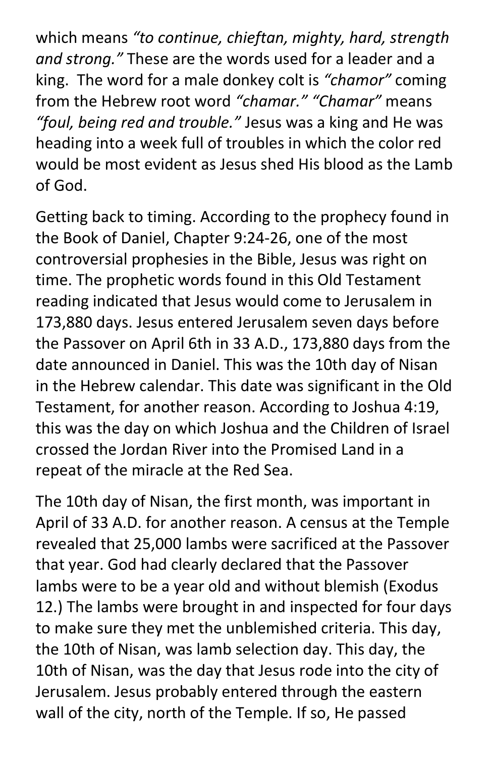which means *"to continue, chieftan, mighty, hard, strength and strong."* These are the words used for a leader and a king. The word for a male donkey colt is *"chamor"* coming from the Hebrew root word *"chamar." "Chamar"* means *"foul, being red and trouble."* Jesus was a king and He was heading into a week full of troubles in which the color red would be most evident as Jesus shed His blood as the Lamb of God.

Getting back to timing. According to the prophecy found in the Book of Daniel, Chapter 9:24-26, one of the most controversial prophesies in the Bible, Jesus was right on time. The prophetic words found in this Old Testament reading indicated that Jesus would come to Jerusalem in 173,880 days. Jesus entered Jerusalem seven days before the Passover on April 6th in 33 A.D., 173,880 days from the date announced in Daniel. This was the 10th day of Nisan in the Hebrew calendar. This date was significant in the Old Testament, for another reason. According to Joshua 4:19, this was the day on which Joshua and the Children of Israel crossed the Jordan River into the Promised Land in a repeat of the miracle at the Red Sea.

The 10th day of Nisan, the first month, was important in April of 33 A.D. for another reason. A census at the Temple revealed that 25,000 lambs were sacrificed at the Passover that year. God had clearly declared that the Passover lambs were to be a year old and without blemish (Exodus 12.) The lambs were brought in and inspected for four days to make sure they met the unblemished criteria. This day, the 10th of Nisan, was lamb selection day. This day, the 10th of Nisan, was the day that Jesus rode into the city of Jerusalem. Jesus probably entered through the eastern wall of the city, north of the Temple. If so, He passed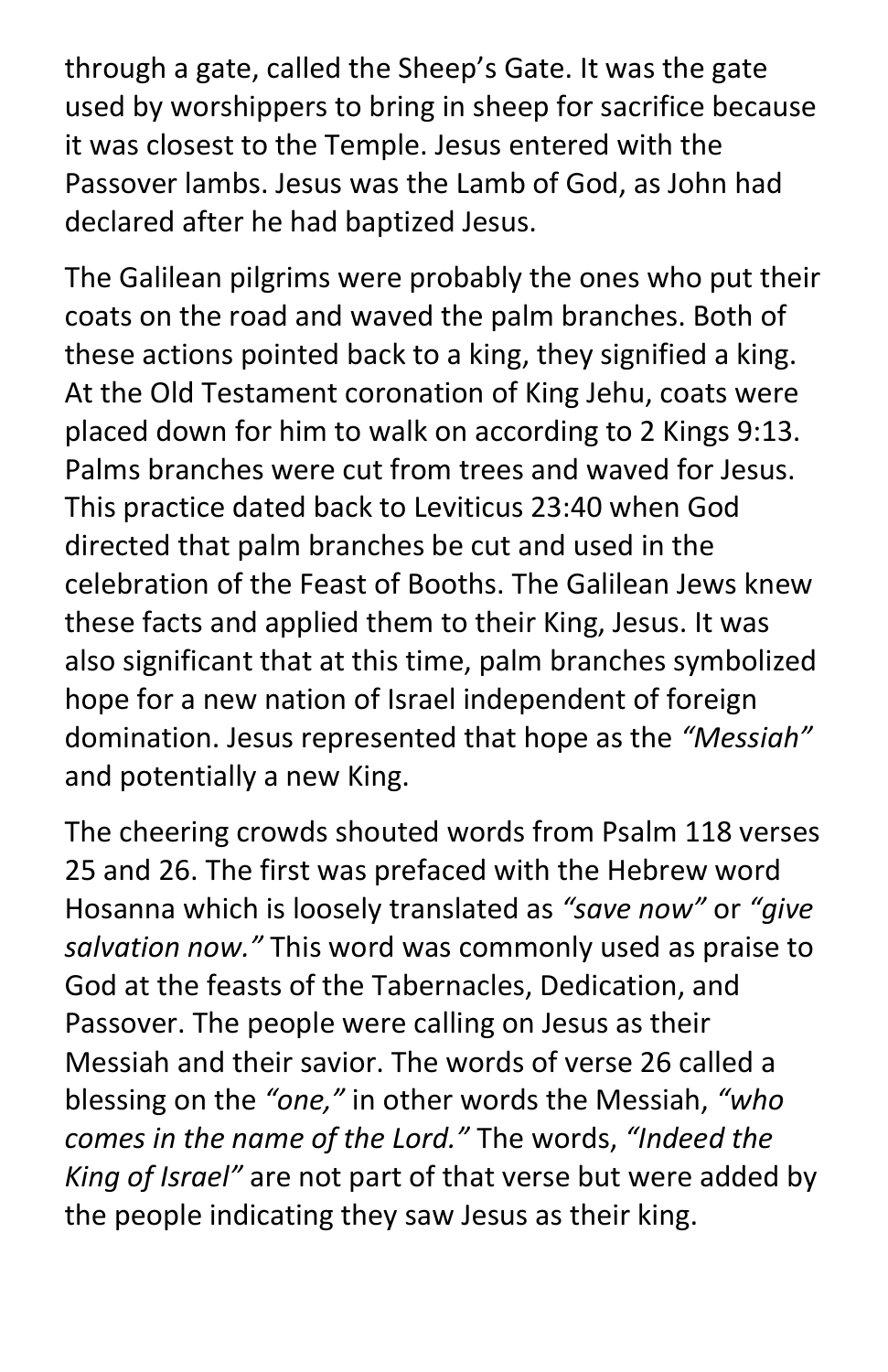through a gate, called the Sheep's Gate. It was the gate used by worshippers to bring in sheep for sacrifice because it was closest to the Temple. Jesus entered with the Passover lambs. Jesus was the Lamb of God, as John had declared after he had baptized Jesus.

The Galilean pilgrims were probably the ones who put their coats on the road and waved the palm branches. Both of these actions pointed back to a king, they signified a king. At the Old Testament coronation of King Jehu, coats were placed down for him to walk on according to 2 Kings 9:13. Palms branches were cut from trees and waved for Jesus. This practice dated back to Leviticus 23:40 when God directed that palm branches be cut and used in the celebration of the Feast of Booths. The Galilean Jews knew these facts and applied them to their King, Jesus. It was also significant that at this time, palm branches symbolized hope for a new nation of Israel independent of foreign domination. Jesus represented that hope as the *"Messiah"* and potentially a new King.

The cheering crowds shouted words from Psalm 118 verses 25 and 26. The first was prefaced with the Hebrew word Hosanna which is loosely translated as *"save now"* or *"give salvation now."* This word was commonly used as praise to God at the feasts of the Tabernacles, Dedication, and Passover. The people were calling on Jesus as their Messiah and their savior. The words of verse 26 called a blessing on the *"one,"* in other words the Messiah, *"who comes in the name of the Lord."* The words, *"Indeed the King of Israel"* are not part of that verse but were added by the people indicating they saw Jesus as their king.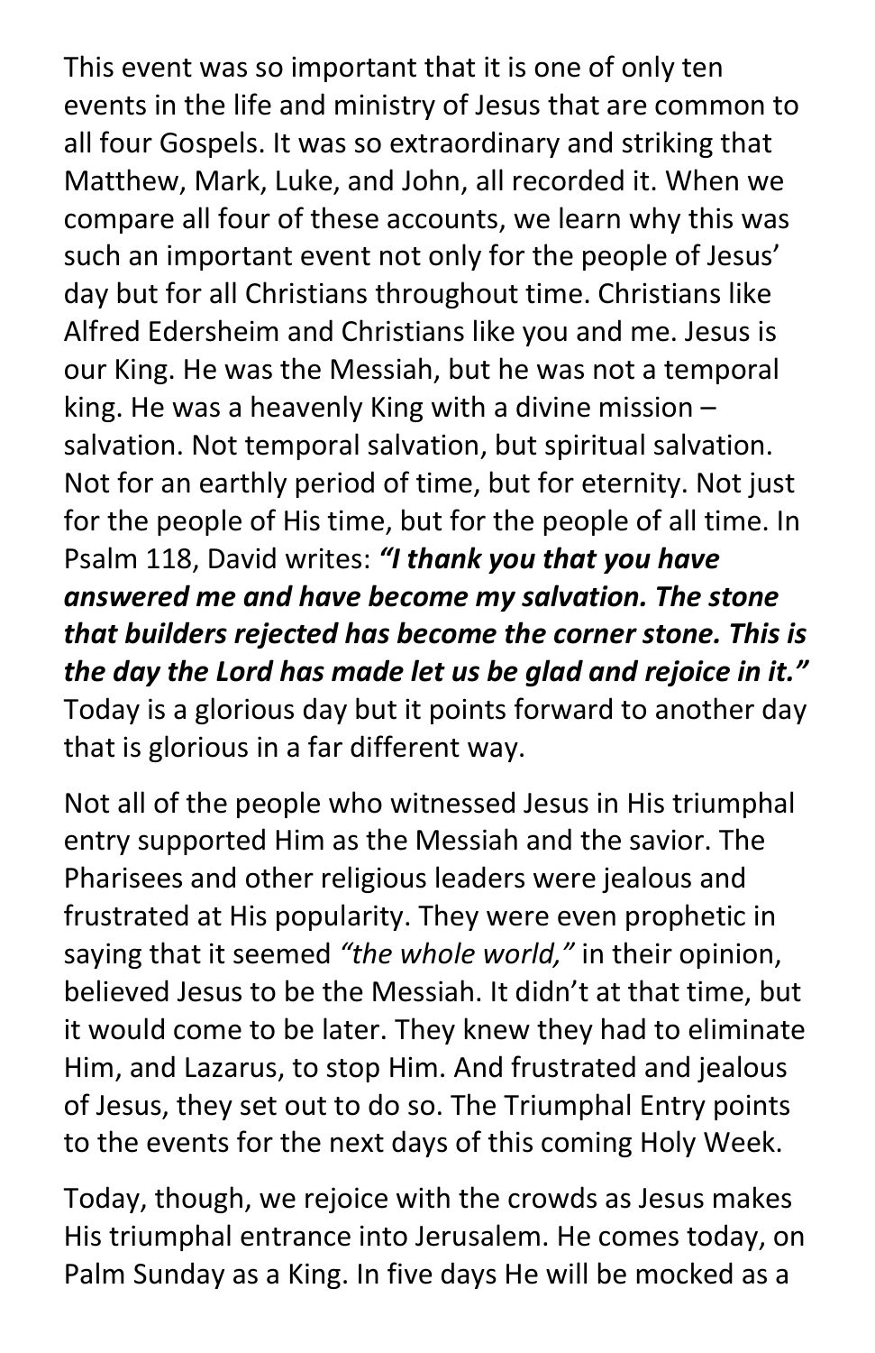This event was so important that it is one of only ten events in the life and ministry of Jesus that are common to all four Gospels. It was so extraordinary and striking that Matthew, Mark, Luke, and John, all recorded it. When we compare all four of these accounts, we learn why this was such an important event not only for the people of Jesus' day but for all Christians throughout time. Christians like Alfred Edersheim and Christians like you and me. Jesus is our King. He was the Messiah, but he was not a temporal king. He was a heavenly King with a divine mission – salvation. Not temporal salvation, but spiritual salvation. Not for an earthly period of time, but for eternity. Not just for the people of His time, but for the people of all time. In Psalm 118, David writes: ***"I thank you that you have answered me and have become my salvation. The stone that builders rejected has become the corner stone. This is the day the Lord has made let us be glad and rejoice in it."*** Today is a glorious day but it points forward to another day that is glorious in a far different way.

Not all of the people who witnessed Jesus in His triumphal entry supported Him as the Messiah and the savior. The Pharisees and other religious leaders were jealous and frustrated at His popularity. They were even prophetic in saying that it seemed *"the whole world,"* in their opinion, believed Jesus to be the Messiah. It didn't at that time, but it would come to be later. They knew they had to eliminate Him, and Lazarus, to stop Him. And frustrated and jealous of Jesus, they set out to do so. The Triumphal Entry points to the events for the next days of this coming Holy Week.

Today, though, we rejoice with the crowds as Jesus makes His triumphal entrance into Jerusalem. He comes today, on Palm Sunday as a King. In five days He will be mocked as a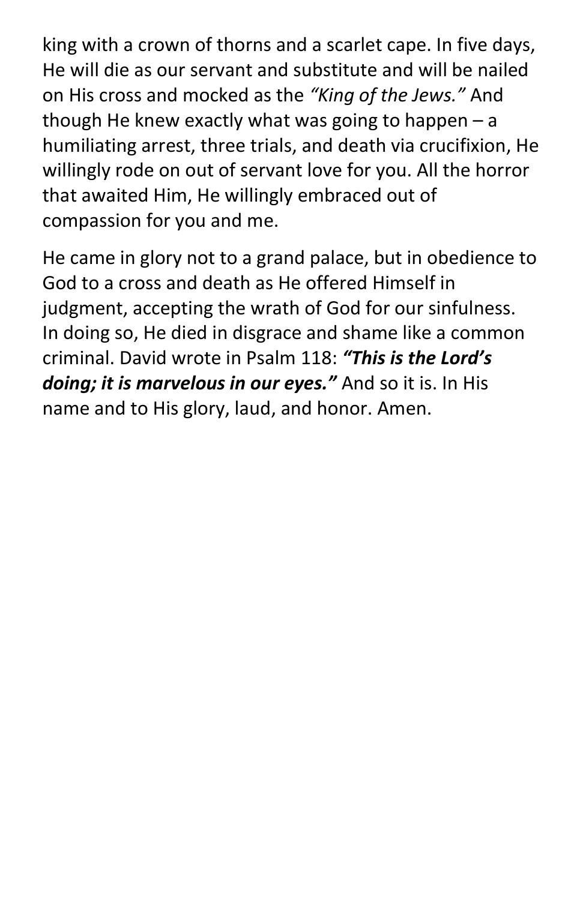king with a crown of thorns and a scarlet cape. In five days, He will die as our servant and substitute and will be nailed on His cross and mocked as the *"King of the Jews."* And though He knew exactly what was going to happen – a humiliating arrest, three trials, and death via crucifixion, He willingly rode on out of servant love for you. All the horror that awaited Him, He willingly embraced out of compassion for you and me.

He came in glory not to a grand palace, but in obedience to God to a cross and death as He offered Himself in judgment, accepting the wrath of God for our sinfulness. In doing so, He died in disgrace and shame like a common criminal. David wrote in Psalm 118: ***"This is the Lord's doing; it is marvelous in our eyes."*** And so it is. In His name and to His glory, laud, and honor. Amen.